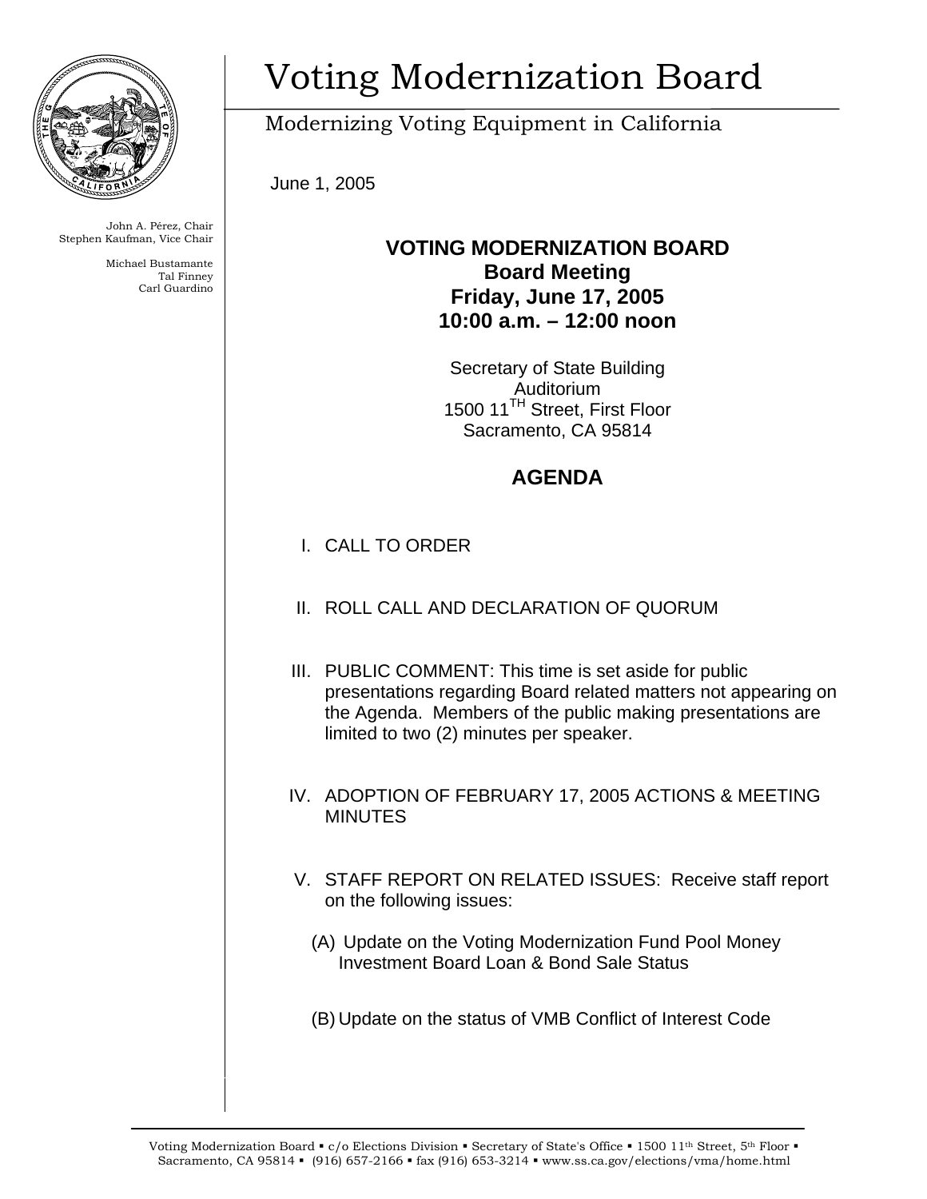# Voting Modernization Board

Modernizing Voting Equipment in California

John A. Pérez, Chair
Stephen Kaufman, Vice Chair

Michael Bustamante
Tal Finney
Carl Guardino

June 1, 2005

## VOTING MODERNIZATION BOARD
## Board Meeting
## Friday, June 17, 2005
## 10:00 a.m. – 12:00 noon

Secretary of State Building
Auditorium
1500 11TH Street, First Floor
Sacramento, CA 95814

## AGENDA

I. CALL TO ORDER

II. ROLL CALL AND DECLARATION OF QUORUM

III. PUBLIC COMMENT: This time is set aside for public presentations regarding Board related matters not appearing on the Agenda. Members of the public making presentations are limited to two (2) minutes per speaker.

IV. ADOPTION OF FEBRUARY 17, 2005 ACTIONS & MEETING MINUTES

V. STAFF REPORT ON RELATED ISSUES: Receive staff report on the following issues:

(A) Update on the Voting Modernization Fund Pool Money Investment Board Loan & Bond Sale Status

(B) Update on the status of VMB Conflict of Interest Code

Voting Modernization Board ▪ c/o Elections Division ▪ Secretary of State's Office ▪ 1500 11th Street, 5th Floor ▪ Sacramento, CA 95814 ▪ (916) 657-2166 ▪ fax (916) 653-3214 ▪ www.ss.ca.gov/elections/vma/home.html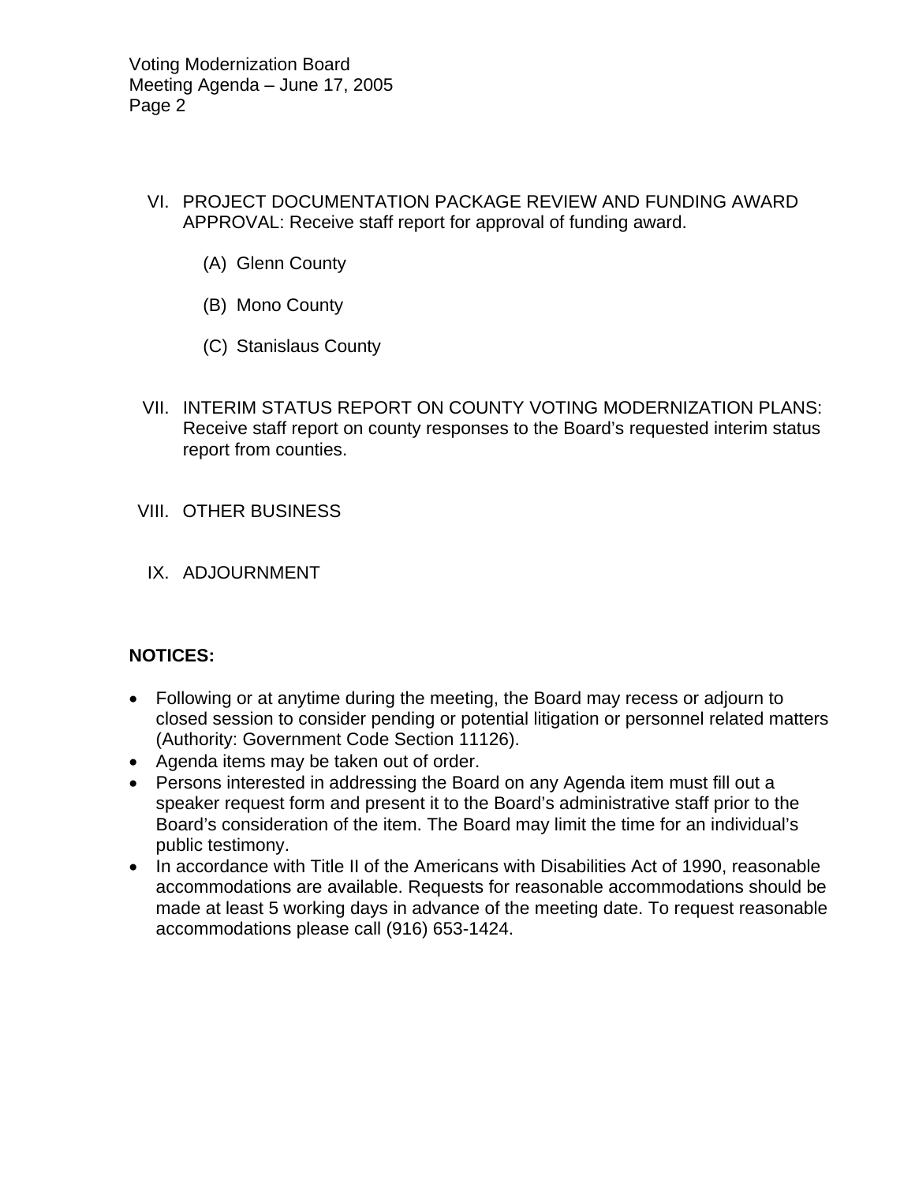VI. PROJECT DOCUMENTATION PACKAGE REVIEW AND FUNDING AWARD APPROVAL: Receive staff report for approval of funding award.

(A) Glenn County

(B) Mono County

(C) Stanislaus County

VII. INTERIM STATUS REPORT ON COUNTY VOTING MODERNIZATION PLANS: Receive staff report on county responses to the Board's requested interim status report from counties.

VIII. OTHER BUSINESS

IX. ADJOURNMENT

**NOTICES:**

- Following or at anytime during the meeting, the Board may recess or adjourn to closed session to consider pending or potential litigation or personnel related matters (Authority: Government Code Section 11126).
- Agenda items may be taken out of order.
- Persons interested in addressing the Board on any Agenda item must fill out a speaker request form and present it to the Board's administrative staff prior to the Board's consideration of the item. The Board may limit the time for an individual's public testimony.
- In accordance with Title II of the Americans with Disabilities Act of 1990, reasonable accommodations are available. Requests for reasonable accommodations should be made at least 5 working days in advance of the meeting date. To request reasonable accommodations please call (916) 653-1424.